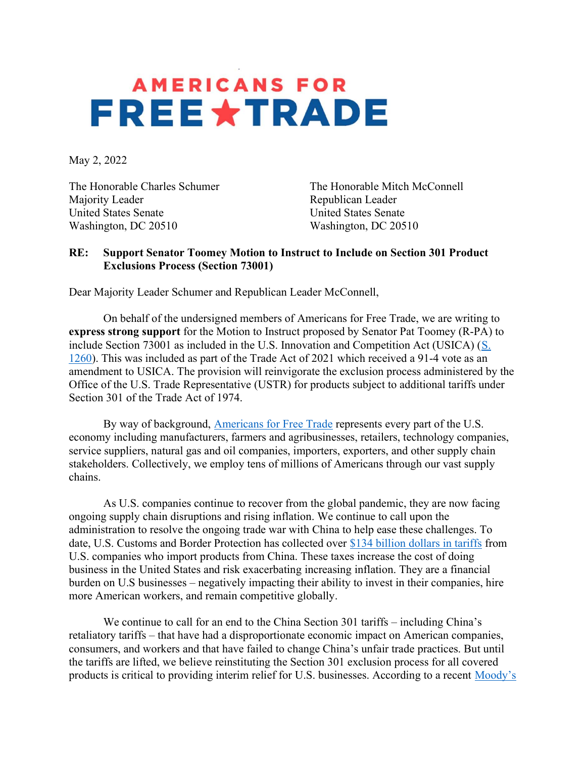# AMERICANS FOR FREE ★ TRADE

May 2, 2022

The Honorable Charles Schumer
Majority Leader
United States Senate
Washington, DC 20510

The Honorable Mitch McConnell
Republican Leader
United States Senate
Washington, DC 20510

**RE: Support Senator Toomey Motion to Instruct to Include on Section 301 Product Exclusions Process (Section 73001)**

Dear Majority Leader Schumer and Republican Leader McConnell,

On behalf of the undersigned members of Americans for Free Trade, we are writing to **express strong support** for the Motion to Instruct proposed by Senator Pat Toomey (R-PA) to include Section 73001 as included in the U.S. Innovation and Competition Act (USICA) ([S. 1260](S. 1260)). This was included as part of the Trade Act of 2021 which received a 91-4 vote as an amendment to USICA. The provision will reinvigorate the exclusion process administered by the Office of the U.S. Trade Representative (USTR) for products subject to additional tariffs under Section 301 of the Trade Act of 1974.

By way of background, [Americans for Free Trade](Americans for Free Trade) represents every part of the U.S. economy including manufacturers, farmers and agribusinesses, retailers, technology companies, service suppliers, natural gas and oil companies, importers, exporters, and other supply chain stakeholders. Collectively, we employ tens of millions of Americans through our vast supply chains.

As U.S. companies continue to recover from the global pandemic, they are now facing ongoing supply chain disruptions and rising inflation. We continue to call upon the administration to resolve the ongoing trade war with China to help ease these challenges. To date, U.S. Customs and Border Protection has collected over [$134 billion dollars in tariffs]($134 billion dollars in tariffs) from U.S. companies who import products from China. These taxes increase the cost of doing business in the United States and risk exacerbating increasing inflation. They are a financial burden on U.S businesses – negatively impacting their ability to invest in their companies, hire more American workers, and remain competitive globally.

We continue to call for an end to the China Section 301 tariffs – including China's retaliatory tariffs – that have had a disproportionate economic impact on American companies, consumers, and workers and that have failed to change China's unfair trade practices. But until the tariffs are lifted, we believe reinstituting the Section 301 exclusion process for all covered products is critical to providing interim relief for U.S. businesses. According to a recent [Moody's](Moody's)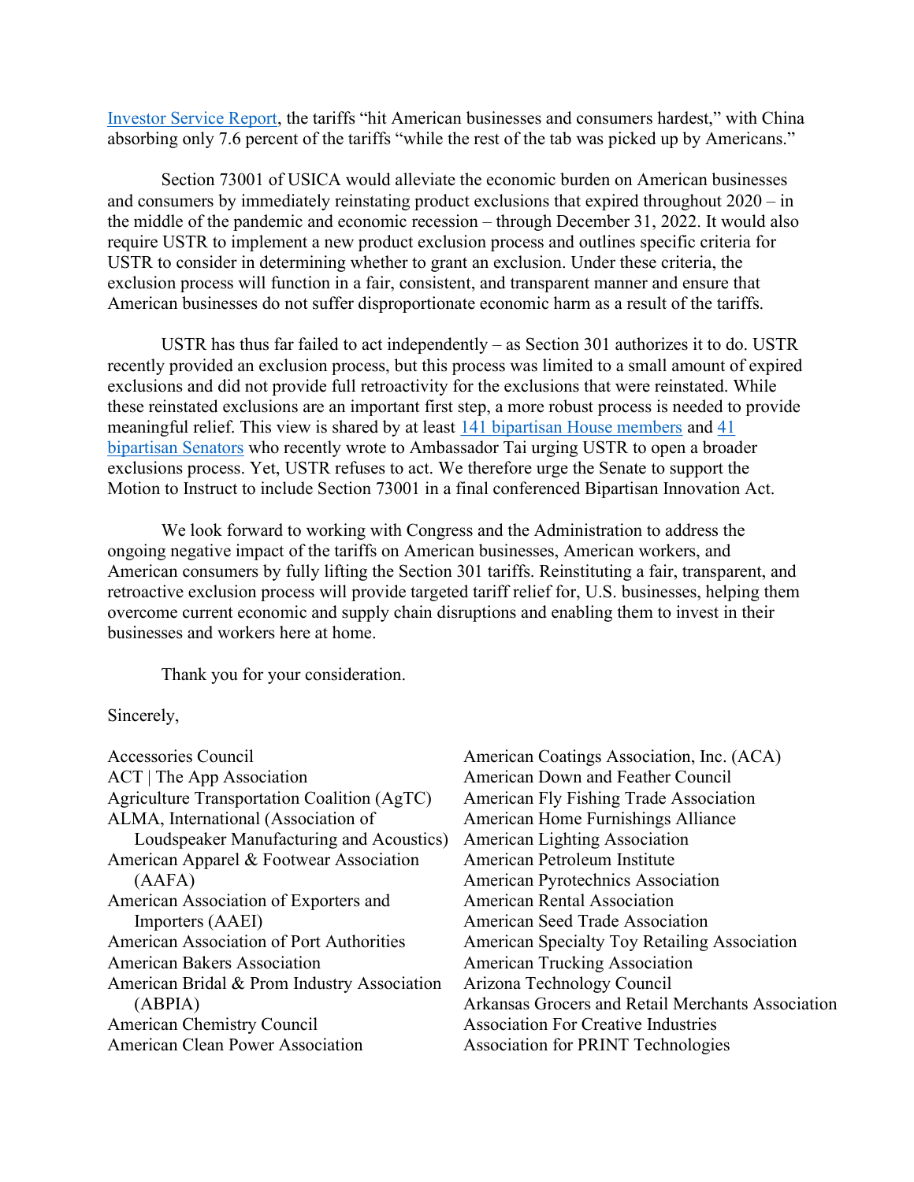Investor Service Report, the tariffs "hit American businesses and consumers hardest," with China absorbing only 7.6 percent of the tariffs "while the rest of the tab was picked up by Americans."

Section 73001 of USICA would alleviate the economic burden on American businesses and consumers by immediately reinstating product exclusions that expired throughout 2020 – in the middle of the pandemic and economic recession – through December 31, 2022. It would also require USTR to implement a new product exclusion process and outlines specific criteria for USTR to consider in determining whether to grant an exclusion. Under these criteria, the exclusion process will function in a fair, consistent, and transparent manner and ensure that American businesses do not suffer disproportionate economic harm as a result of the tariffs.

USTR has thus far failed to act independently – as Section 301 authorizes it to do. USTR recently provided an exclusion process, but this process was limited to a small amount of expired exclusions and did not provide full retroactivity for the exclusions that were reinstated. While these reinstated exclusions are an important first step, a more robust process is needed to provide meaningful relief. This view is shared by at least 141 bipartisan House members and 41 bipartisan Senators who recently wrote to Ambassador Tai urging USTR to open a broader exclusions process. Yet, USTR refuses to act. We therefore urge the Senate to support the Motion to Instruct to include Section 73001 in a final conferenced Bipartisan Innovation Act.

We look forward to working with Congress and the Administration to address the ongoing negative impact of the tariffs on American businesses, American workers, and American consumers by fully lifting the Section 301 tariffs. Reinstituting a fair, transparent, and retroactive exclusion process will provide targeted tariff relief for, U.S. businesses, helping them overcome current economic and supply chain disruptions and enabling them to invest in their businesses and workers here at home.

Thank you for your consideration.

Sincerely,

Accessories Council
ACT | The App Association
Agriculture Transportation Coalition (AgTC)
ALMA, International (Association of Loudspeaker Manufacturing and Acoustics)
American Apparel & Footwear Association (AAFA)
American Association of Exporters and Importers (AAEI)
American Association of Port Authorities
American Bakers Association
American Bridal & Prom Industry Association (ABPIA)
American Chemistry Council
American Clean Power Association
American Coatings Association, Inc. (ACA)
American Down and Feather Council
American Fly Fishing Trade Association
American Home Furnishings Alliance
American Lighting Association
American Petroleum Institute
American Pyrotechnics Association
American Rental Association
American Seed Trade Association
American Specialty Toy Retailing Association
American Trucking Association
Arizona Technology Council
Arkansas Grocers and Retail Merchants Association
Association For Creative Industries
Association for PRINT Technologies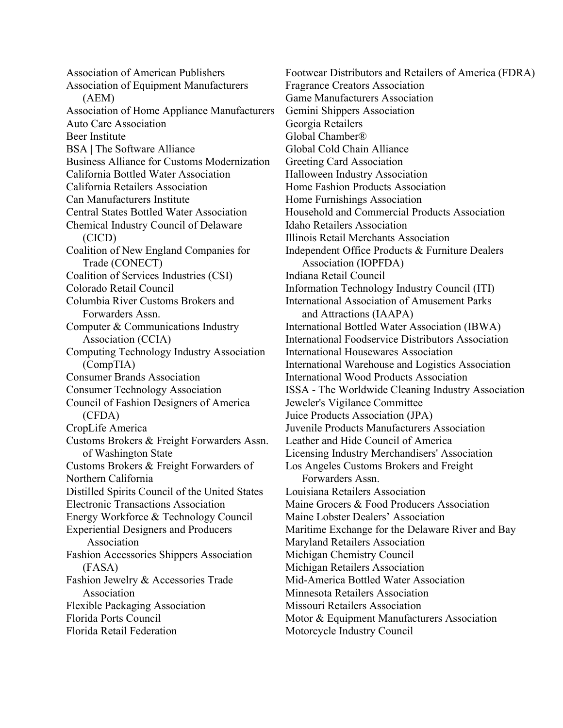Association of American Publishers
Association of Equipment Manufacturers (AEM)
Association of Home Appliance Manufacturers
Auto Care Association
Beer Institute
BSA | The Software Alliance
Business Alliance for Customs Modernization
California Bottled Water Association
California Retailers Association
Can Manufacturers Institute
Central States Bottled Water Association
Chemical Industry Council of Delaware (CICD)
Coalition of New England Companies for Trade (CONECT)
Coalition of Services Industries (CSI)
Colorado Retail Council
Columbia River Customs Brokers and Forwarders Assn.
Computer & Communications Industry Association (CCIA)
Computing Technology Industry Association (CompTIA)
Consumer Brands Association
Consumer Technology Association
Council of Fashion Designers of America (CFDA)
CropLife America
Customs Brokers & Freight Forwarders Assn. of Washington State
Customs Brokers & Freight Forwarders of Northern California
Distilled Spirits Council of the United States
Electronic Transactions Association
Energy Workforce & Technology Council
Experiential Designers and Producers Association
Fashion Accessories Shippers Association (FASA)
Fashion Jewelry & Accessories Trade Association
Flexible Packaging Association
Florida Ports Council
Florida Retail Federation
Footwear Distributors and Retailers of America (FDRA)
Fragrance Creators Association
Game Manufacturers Association
Gemini Shippers Association
Georgia Retailers
Global Chamber®
Global Cold Chain Alliance
Greeting Card Association
Halloween Industry Association
Home Fashion Products Association
Home Furnishings Association
Household and Commercial Products Association
Idaho Retailers Association
Illinois Retail Merchants Association
Independent Office Products & Furniture Dealers Association (IOPFDA)
Indiana Retail Council
Information Technology Industry Council (ITI)
International Association of Amusement Parks and Attractions (IAAPA)
International Bottled Water Association (IBWA)
International Foodservice Distributors Association
International Housewares Association
International Warehouse and Logistics Association
International Wood Products Association
ISSA - The Worldwide Cleaning Industry Association
Jeweler's Vigilance Committee
Juice Products Association (JPA)
Juvenile Products Manufacturers Association
Leather and Hide Council of America
Licensing Industry Merchandisers' Association
Los Angeles Customs Brokers and Freight Forwarders Assn.
Louisiana Retailers Association
Maine Grocers & Food Producers Association
Maine Lobster Dealers' Association
Maritime Exchange for the Delaware River and Bay
Maryland Retailers Association
Michigan Chemistry Council
Michigan Retailers Association
Mid-America Bottled Water Association
Minnesota Retailers Association
Missouri Retailers Association
Motor & Equipment Manufacturers Association
Motorcycle Industry Council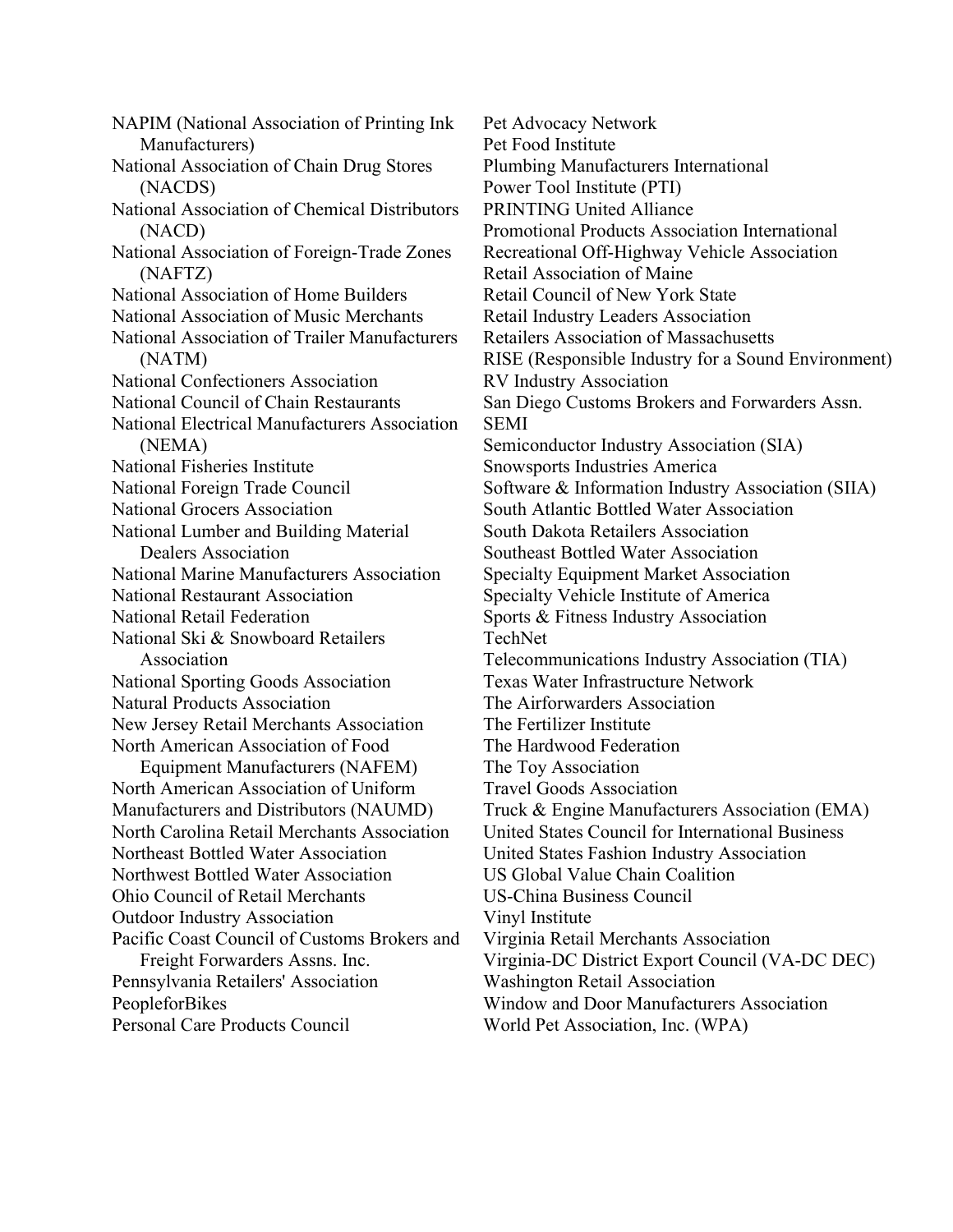NAPIM (National Association of Printing Ink Manufacturers)
National Association of Chain Drug Stores (NACDS)
National Association of Chemical Distributors (NACD)
National Association of Foreign-Trade Zones (NAFTZ)
National Association of Home Builders
National Association of Music Merchants
National Association of Trailer Manufacturers (NATM)
National Confectioners Association
National Council of Chain Restaurants
National Electrical Manufacturers Association (NEMA)
National Fisheries Institute
National Foreign Trade Council
National Grocers Association
National Lumber and Building Material Dealers Association
National Marine Manufacturers Association
National Restaurant Association
National Retail Federation
National Ski & Snowboard Retailers Association
National Sporting Goods Association
Natural Products Association
New Jersey Retail Merchants Association
North American Association of Food Equipment Manufacturers (NAFEM)
North American Association of Uniform Manufacturers and Distributors (NAUMD)
North Carolina Retail Merchants Association
Northeast Bottled Water Association
Northwest Bottled Water Association
Ohio Council of Retail Merchants
Outdoor Industry Association
Pacific Coast Council of Customs Brokers and Freight Forwarders Assns. Inc.
Pennsylvania Retailers' Association
PeopleforBikes
Personal Care Products Council
Pet Advocacy Network
Pet Food Institute
Plumbing Manufacturers International
Power Tool Institute (PTI)
PRINTING United Alliance
Promotional Products Association International
Recreational Off-Highway Vehicle Association
Retail Association of Maine
Retail Council of New York State
Retail Industry Leaders Association
Retailers Association of Massachusetts
RISE (Responsible Industry for a Sound Environment)
RV Industry Association
San Diego Customs Brokers and Forwarders Assn.
SEMI
Semiconductor Industry Association (SIA)
Snowsports Industries America
Software & Information Industry Association (SIIA)
South Atlantic Bottled Water Association
South Dakota Retailers Association
Southeast Bottled Water Association
Specialty Equipment Market Association
Specialty Vehicle Institute of America
Sports & Fitness Industry Association
TechNet
Telecommunications Industry Association (TIA)
Texas Water Infrastructure Network
The Airforwarders Association
The Fertilizer Institute
The Hardwood Federation
The Toy Association
Travel Goods Association
Truck & Engine Manufacturers Association (EMA)
United States Council for International Business
United States Fashion Industry Association
US Global Value Chain Coalition
US-China Business Council
Vinyl Institute
Virginia Retail Merchants Association
Virginia-DC District Export Council (VA-DC DEC)
Washington Retail Association
Window and Door Manufacturers Association
World Pet Association, Inc. (WPA)